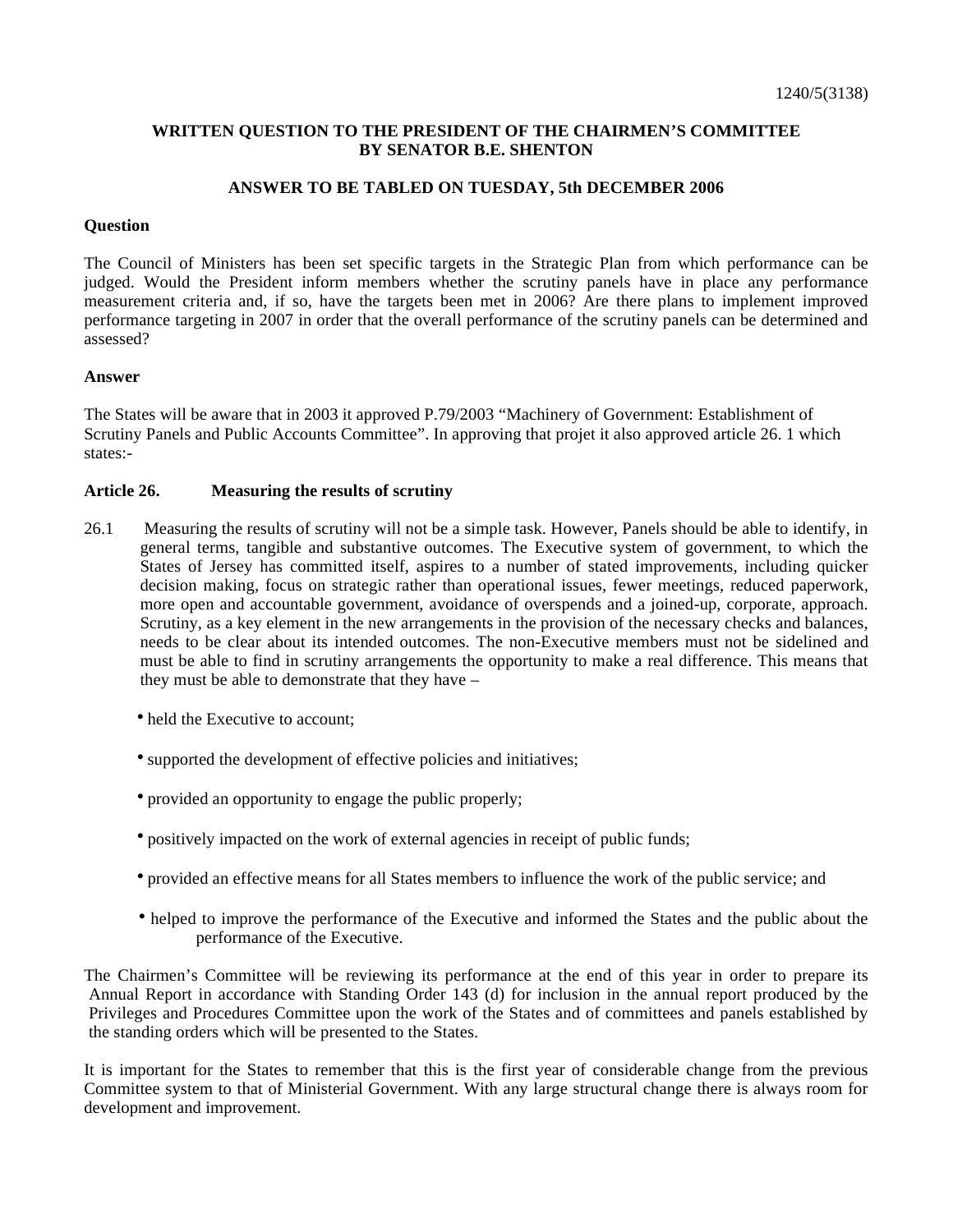1240/5(3138)

**WRITTEN QUESTION TO THE PRESIDENT OF THE CHAIRMEN'S COMMITTEE BY SENATOR B.E. SHENTON**

**ANSWER TO BE TABLED ON TUESDAY, 5th DECEMBER 2006**

**Question**

The Council of Ministers has been set specific targets in the Strategic Plan from which performance can be judged. Would the President inform members whether the scrutiny panels have in place any performance measurement criteria and, if so, have the targets been met in 2006? Are there plans to implement improved performance targeting in 2007 in order that the overall performance of the scrutiny panels can be determined and assessed?

**Answer**

The States will be aware that in 2003 it approved P.79/2003 "Machinery of Government: Establishment of Scrutiny Panels and Public Accounts Committee". In approving that projet it also approved article 26. 1 which states:-

**Article 26. Measuring the results of scrutiny**

26.1 Measuring the results of scrutiny will not be a simple task. However, Panels should be able to identify, in general terms, tangible and substantive outcomes. The Executive system of government, to which the States of Jersey has committed itself, aspires to a number of stated improvements, including quicker decision making, focus on strategic rather than operational issues, fewer meetings, reduced paperwork, more open and accountable government, avoidance of overspends and a joined-up, corporate, approach. Scrutiny, as a key element in the new arrangements in the provision of the necessary checks and balances, needs to be clear about its intended outcomes. The non-Executive members must not be sidelined and must be able to find in scrutiny arrangements the opportunity to make a real difference. This means that they must be able to demonstrate that they have –

- held the Executive to account;
- supported the development of effective policies and initiatives;
- provided an opportunity to engage the public properly;
- positively impacted on the work of external agencies in receipt of public funds;
- provided an effective means for all States members to influence the work of the public service; and
- helped to improve the performance of the Executive and informed the States and the public about the performance of the Executive.

The Chairmen's Committee will be reviewing its performance at the end of this year in order to prepare its Annual Report in accordance with Standing Order 143 (d) for inclusion in the annual report produced by the Privileges and Procedures Committee upon the work of the States and of committees and panels established by the standing orders which will be presented to the States.

It is important for the States to remember that this is the first year of considerable change from the previous Committee system to that of Ministerial Government. With any large structural change there is always room for development and improvement.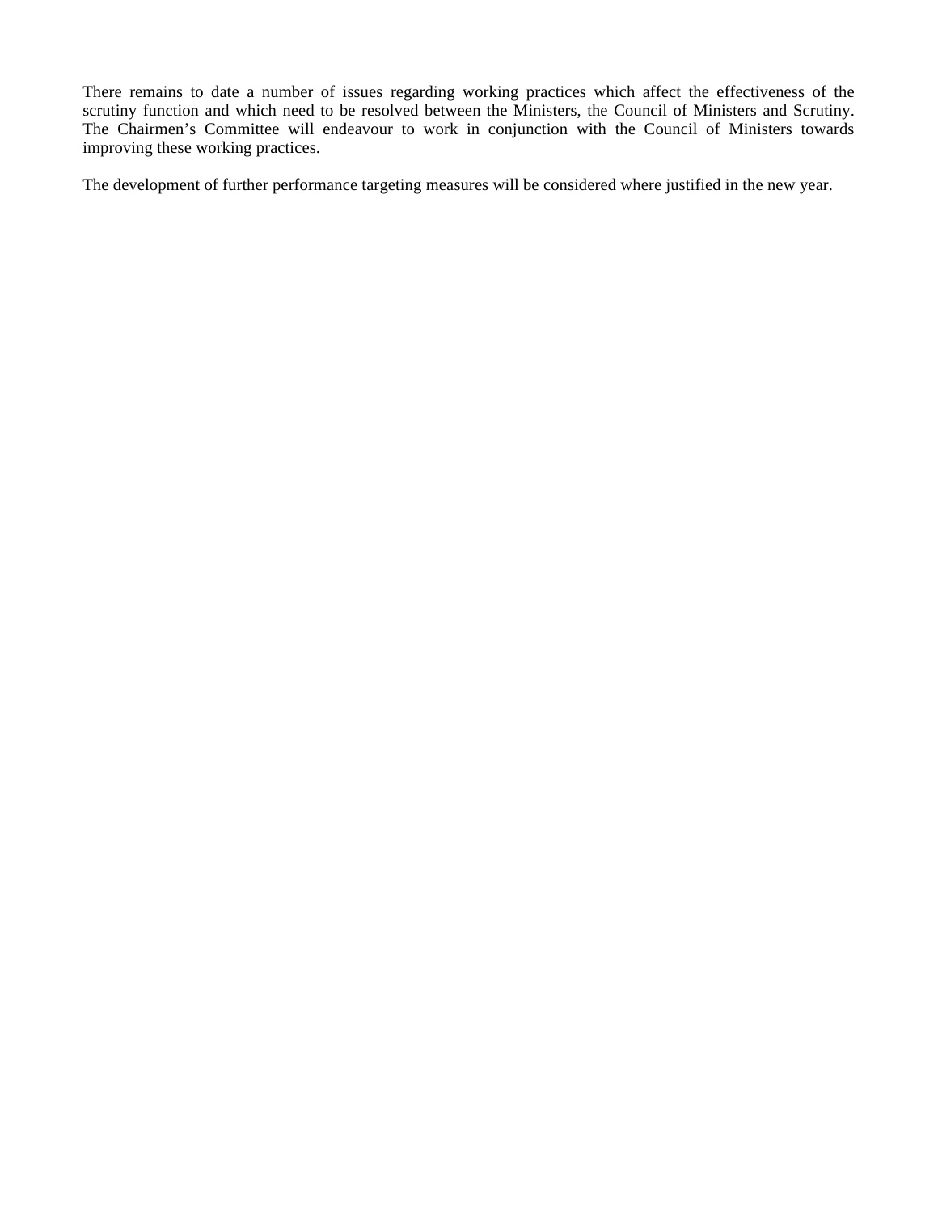There remains to date a number of issues regarding working practices which affect the effectiveness of the scrutiny function and which need to be resolved between the Ministers, the Council of Ministers and Scrutiny. The Chairmen's Committee will endeavour to work in conjunction with the Council of Ministers towards improving these working practices.

The development of further performance targeting measures will be considered where justified in the new year.